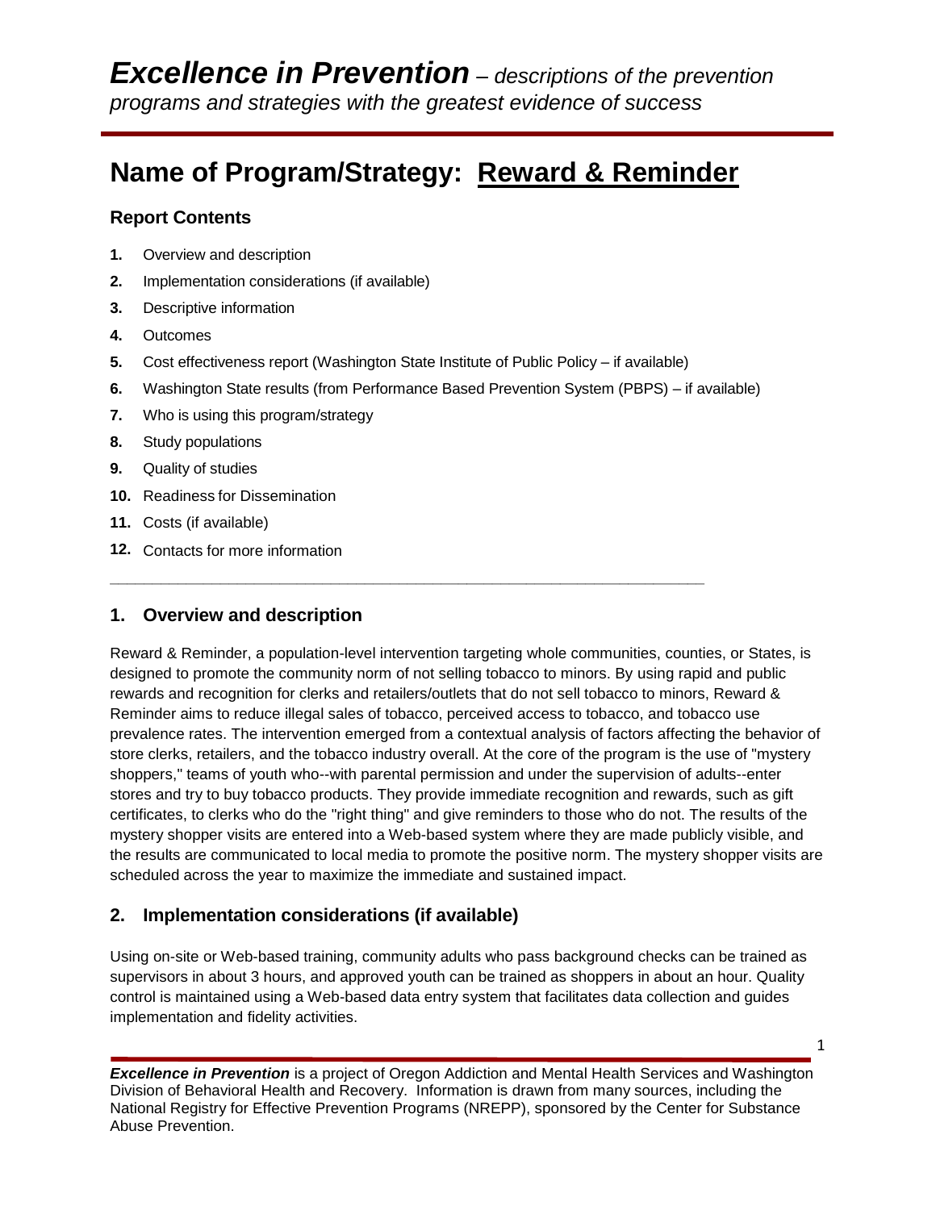# *Excellence in Prevention* – *descriptions of the prevention programs and strategies with the greatest evidence of success*

## Name of Program/Strategy: Reward & Reminder

### Report Contents

1. Overview and description
2. Implementation considerations (if available)
3. Descriptive information
4. Outcomes
5. Cost effectiveness report (Washington State Institute of Public Policy – if available)
6. Washington State results (from Performance Based Prevention System (PBPS) – if available)
7. Who is using this program/strategy
8. Study populations
9. Quality of studies
10. Readiness for Dissemination
11. Costs (if available)
12. Contacts for more information

---

### 1. Overview and description

Reward & Reminder, a population-level intervention targeting whole communities, counties, or States, is designed to promote the community norm of not selling tobacco to minors. By using rapid and public rewards and recognition for clerks and retailers/outlets that do not sell tobacco to minors, Reward & Reminder aims to reduce illegal sales of tobacco, perceived access to tobacco, and tobacco use prevalence rates. The intervention emerged from a contextual analysis of factors affecting the behavior of store clerks, retailers, and the tobacco industry overall. At the core of the program is the use of "mystery shoppers," teams of youth who--with parental permission and under the supervision of adults--enter stores and try to buy tobacco products. They provide immediate recognition and rewards, such as gift certificates, to clerks who do the "right thing" and give reminders to those who do not. The results of the mystery shopper visits are entered into a Web-based system where they are made publicly visible, and the results are communicated to local media to promote the positive norm. The mystery shopper visits are scheduled across the year to maximize the immediate and sustained impact.

### 2. Implementation considerations (if available)

Using on-site or Web-based training, community adults who pass background checks can be trained as supervisors in about 3 hours, and approved youth can be trained as shoppers in about an hour. Quality control is maintained using a Web-based data entry system that facilitates data collection and guides implementation and fidelity activities.

***Excellence in Prevention*** is a project of Oregon Addiction and Mental Health Services and Washington Division of Behavioral Health and Recovery. Information is drawn from many sources, including the National Registry for Effective Prevention Programs (NREPP), sponsored by the Center for Substance Abuse Prevention.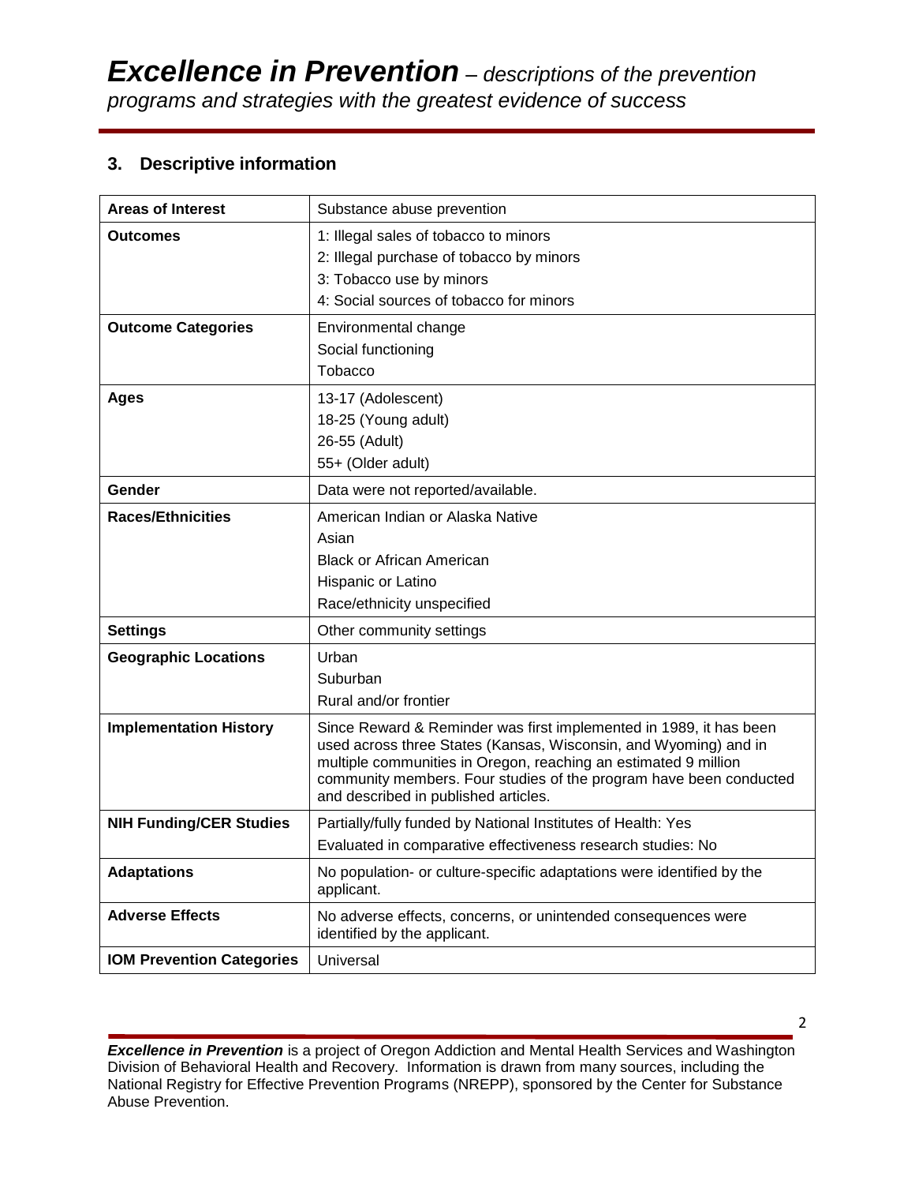# *Excellence in Prevention* – *descriptions of the prevention programs and strategies with the greatest evidence of success*

## 3. Descriptive information

| **Areas of Interest** | Substance abuse prevention |
|---|---|
| **Outcomes** | 1: Illegal sales of tobacco to minors<br>2: Illegal purchase of tobacco by minors<br>3: Tobacco use by minors<br>4: Social sources of tobacco for minors |
| **Outcome Categories** | Environmental change<br>Social functioning<br>Tobacco |
| **Ages** | 13-17 (Adolescent)<br>18-25 (Young adult)<br>26-55 (Adult)<br>55+ (Older adult) |
| **Gender** | Data were not reported/available. |
| **Races/Ethnicities** | American Indian or Alaska Native<br>Asian<br>Black or African American<br>Hispanic or Latino<br>Race/ethnicity unspecified |
| **Settings** | Other community settings |
| **Geographic Locations** | Urban<br>Suburban<br>Rural and/or frontier |
| **Implementation History** | Since Reward & Reminder was first implemented in 1989, it has been used across three States (Kansas, Wisconsin, and Wyoming) and in multiple communities in Oregon, reaching an estimated 9 million community members. Four studies of the program have been conducted and described in published articles. |
| **NIH Funding/CER Studies** | Partially/fully funded by National Institutes of Health: Yes<br>Evaluated in comparative effectiveness research studies: No |
| **Adaptations** | No population- or culture-specific adaptations were identified by the applicant. |
| **Adverse Effects** | No adverse effects, concerns, or unintended consequences were identified by the applicant. |
| **IOM Prevention Categories** | Universal |

***Excellence in Prevention*** is a project of Oregon Addiction and Mental Health Services and Washington Division of Behavioral Health and Recovery. Information is drawn from many sources, including the National Registry for Effective Prevention Programs (NREPP), sponsored by the Center for Substance Abuse Prevention.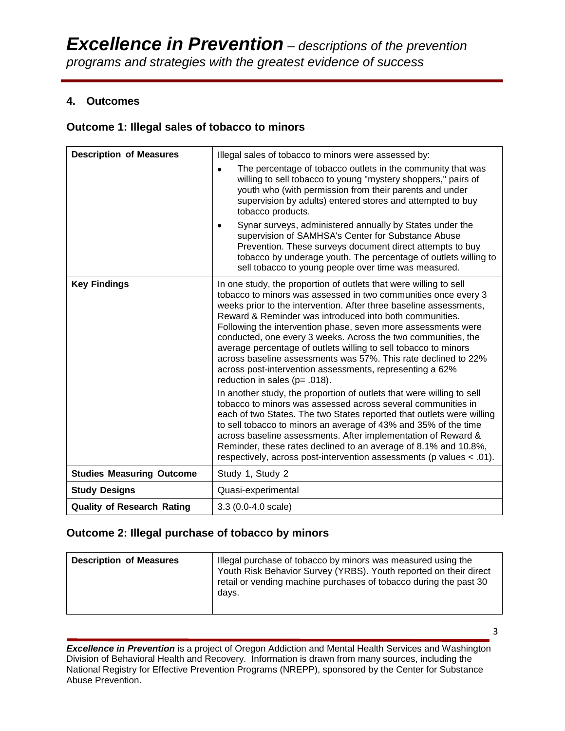## 4. Outcomes

### Outcome 1: Illegal sales of tobacco to minors

| | |
|---|---|
| **Description of Measures** | Illegal sales of tobacco to minors were assessed by: <br>• The percentage of tobacco outlets in the community that was willing to sell tobacco to young "mystery shoppers," pairs of youth who (with permission from their parents and under supervision by adults) entered stores and attempted to buy tobacco products. <br>• Synar surveys, administered annually by States under the supervision of SAMHSA's Center for Substance Abuse Prevention. These surveys document direct attempts to buy tobacco by underage youth. The percentage of outlets willing to sell tobacco to young people over time was measured. |
| **Key Findings** | In one study, the proportion of outlets that were willing to sell tobacco to minors was assessed in two communities once every 3 weeks prior to the intervention. After three baseline assessments, Reward & Reminder was introduced into both communities. Following the intervention phase, seven more assessments were conducted, one every 3 weeks. Across the two communities, the average percentage of outlets willing to sell tobacco to minors across baseline assessments was 57%. This rate declined to 22% across post-intervention assessments, representing a 62% reduction in sales ($p = .018$). <br>In another study, the proportion of outlets that were willing to sell tobacco to minors was assessed across several communities in each of two States. The two States reported that outlets were willing to sell tobacco to minors an average of 43% and 35% of the time across baseline assessments. After implementation of Reward & Reminder, these rates declined to an average of 8.1% and 10.8%, respectively, across post-intervention assessments ($p$ values $< .01$). |
| **Studies Measuring Outcome** | Study 1, Study 2 |
| **Study Designs** | Quasi-experimental |
| **Quality of Research Rating** | 3.3 (0.0-4.0 scale) |

### Outcome 2: Illegal purchase of tobacco by minors

| | |
|---|---|
| **Description of Measures** | Illegal purchase of tobacco by minors was measured using the Youth Risk Behavior Survey (YRBS). Youth reported on their direct retail or vending machine purchases of tobacco during the past 30 days. |

***Excellence in Prevention*** is a project of Oregon Addiction and Mental Health Services and Washington Division of Behavioral Health and Recovery. Information is drawn from many sources, including the National Registry for Effective Prevention Programs (NREPP), sponsored by the Center for Substance Abuse Prevention.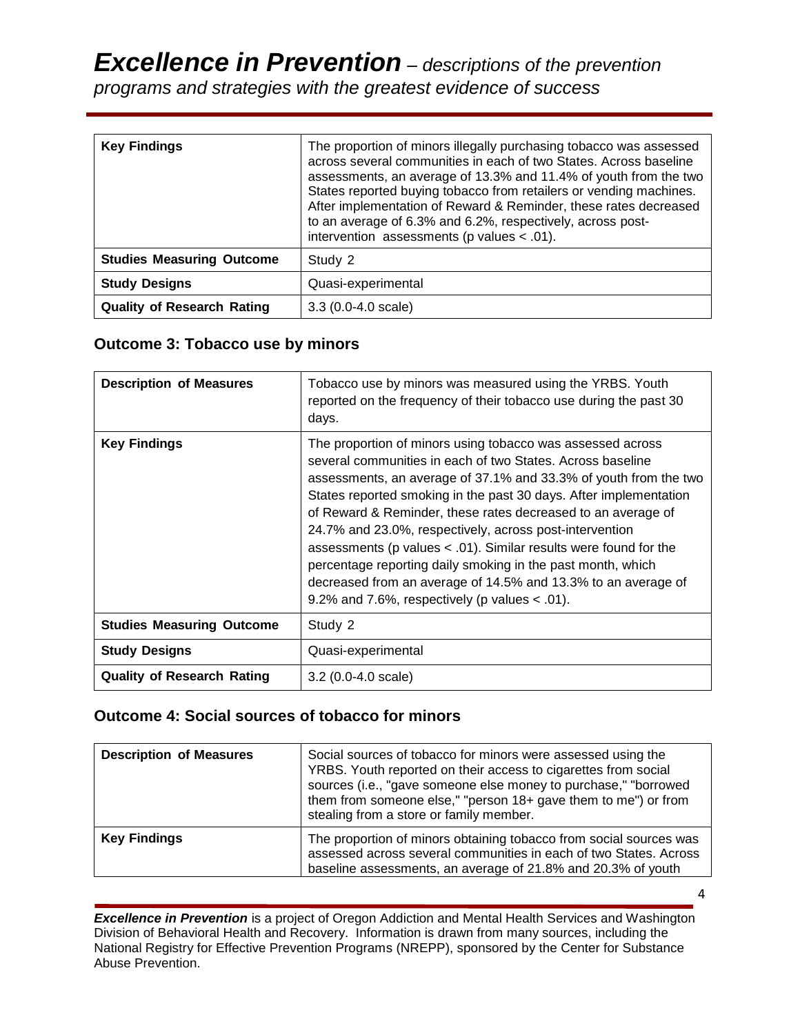| Key Findings | The proportion of minors illegally purchasing tobacco was assessed across several communities in each of two States. Across baseline assessments, an average of 13.3% and 11.4% of youth from the two States reported buying tobacco from retailers or vending machines. After implementation of Reward & Reminder, these rates decreased to an average of 6.3% and 6.2%, respectively, across post-intervention assessments (p values < .01). |
|---|---|
| **Studies Measuring Outcome** | Study 2 |
| **Study Designs** | Quasi-experimental |
| **Quality of Research Rating** | 3.3 (0.0-4.0 scale) |

## Outcome 3: Tobacco use by minors

| Description of Measures | Tobacco use by minors was measured using the YRBS. Youth reported on the frequency of their tobacco use during the past 30 days. |
|---|---|
| **Key Findings** | The proportion of minors using tobacco was assessed across several communities in each of two States. Across baseline assessments, an average of 37.1% and 33.3% of youth from the two States reported smoking in the past 30 days. After implementation of Reward & Reminder, these rates decreased to an average of 24.7% and 23.0%, respectively, across post-intervention assessments (p values < .01). Similar results were found for the percentage reporting daily smoking in the past month, which decreased from an average of 14.5% and 13.3% to an average of 9.2% and 7.6%, respectively (p values < .01). |
| **Studies Measuring Outcome** | Study 2 |
| **Study Designs** | Quasi-experimental |
| **Quality of Research Rating** | 3.2 (0.0-4.0 scale) |

## Outcome 4: Social sources of tobacco for minors

| Description of Measures | Social sources of tobacco for minors were assessed using the YRBS. Youth reported on their access to cigarettes from social sources (i.e., "gave someone else money to purchase," "borrowed them from someone else," "person 18+ gave them to me") or from stealing from a store or family member. |
|---|---|
| **Key Findings** | The proportion of minors obtaining tobacco from social sources was assessed across several communities in each of two States. Across baseline assessments, an average of 21.8% and 20.3% of youth |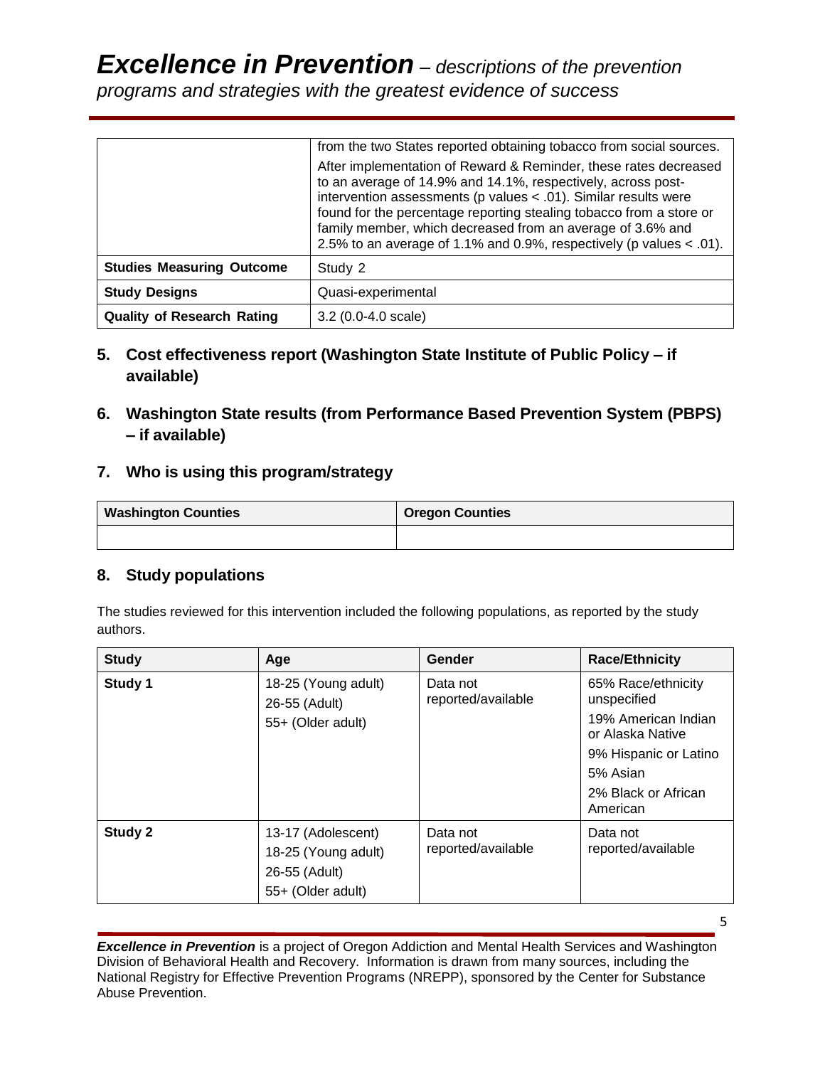| | |
|---|---|
| | from the two States reported obtaining tobacco from social sources. After implementation of Reward & Reminder, these rates decreased to an average of 14.9% and 14.1%, respectively, across post-intervention assessments (p values < .01). Similar results were found for the percentage reporting stealing tobacco from a store or family member, which decreased from an average of 3.6% and 2.5% to an average of 1.1% and 0.9%, respectively (p values < .01). |
| **Studies Measuring Outcome** | Study 2 |
| **Study Designs** | Quasi-experimental |
| **Quality of Research Rating** | 3.2 (0.0-4.0 scale) |

## 5. Cost effectiveness report (Washington State Institute of Public Policy – if available)

## 6. Washington State results (from Performance Based Prevention System (PBPS) – if available)

## 7. Who is using this program/strategy

| Washington Counties | Oregon Counties |
|---|---|
| | |

## 8. Study populations

The studies reviewed for this intervention included the following populations, as reported by the study authors.

| Study | Age | Gender | Race/Ethnicity |
|---|---|---|---|
| **Study 1** | 18-25 (Young adult)<br>26-55 (Adult)<br>55+ (Older adult) | Data not reported/available | 65% Race/ethnicity unspecified<br>19% American Indian or Alaska Native<br>9% Hispanic or Latino<br>5% Asian<br>2% Black or African American |
| **Study 2** | 13-17 (Adolescent)<br>18-25 (Young adult)<br>26-55 (Adult)<br>55+ (Older adult) | Data not reported/available | Data not reported/available |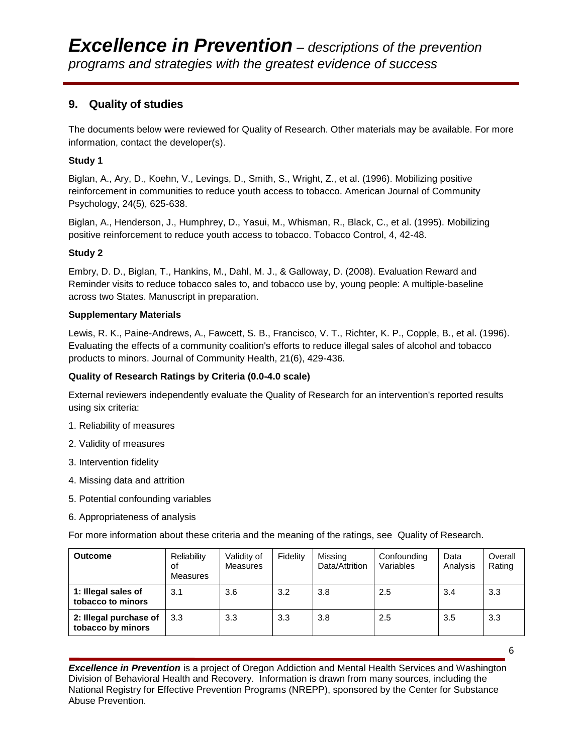# *Excellence in Prevention* – *descriptions of the prevention programs and strategies with the greatest evidence of success*

## 9. Quality of studies

The documents below were reviewed for Quality of Research. Other materials may be available. For more information, contact the developer(s).

**Study 1**

Biglan, A., Ary, D., Koehn, V., Levings, D., Smith, S., Wright, Z., et al. (1996). Mobilizing positive reinforcement in communities to reduce youth access to tobacco. American Journal of Community Psychology, 24(5), 625-638.

Biglan, A., Henderson, J., Humphrey, D., Yasui, M., Whisman, R., Black, C., et al. (1995). Mobilizing positive reinforcement to reduce youth access to tobacco. Tobacco Control, 4, 42-48.

**Study 2**

Embry, D. D., Biglan, T., Hankins, M., Dahl, M. J., & Galloway, D. (2008). Evaluation Reward and Reminder visits to reduce tobacco sales to, and tobacco use by, young people: A multiple-baseline across two States. Manuscript in preparation.

**Supplementary Materials**

Lewis, R. K., Paine-Andrews, A., Fawcett, S. B., Francisco, V. T., Richter, K. P., Copple, B., et al. (1996). Evaluating the effects of a community coalition's efforts to reduce illegal sales of alcohol and tobacco products to minors. Journal of Community Health, 21(6), 429-436.

**Quality of Research Ratings by Criteria (0.0-4.0 scale)**

External reviewers independently evaluate the Quality of Research for an intervention's reported results using six criteria:

1. Reliability of measures
2. Validity of measures
3. Intervention fidelity
4. Missing data and attrition
5. Potential confounding variables
6. Appropriateness of analysis

For more information about these criteria and the meaning of the ratings, see Quality of Research.

| Outcome | Reliability of Measures | Validity of Measures | Fidelity | Missing Data/Attrition | Confounding Variables | Data Analysis | Overall Rating |
|---|---|---|---|---|---|---|---|
| **1: Illegal sales of tobacco to minors** | 3.1 | 3.6 | 3.2 | 3.8 | 2.5 | 3.4 | 3.3 |
| **2: Illegal purchase of tobacco by minors** | 3.3 | 3.3 | 3.3 | 3.8 | 2.5 | 3.5 | 3.3 |

***Excellence in Prevention*** is a project of Oregon Addiction and Mental Health Services and Washington Division of Behavioral Health and Recovery. Information is drawn from many sources, including the National Registry for Effective Prevention Programs (NREPP), sponsored by the Center for Substance Abuse Prevention.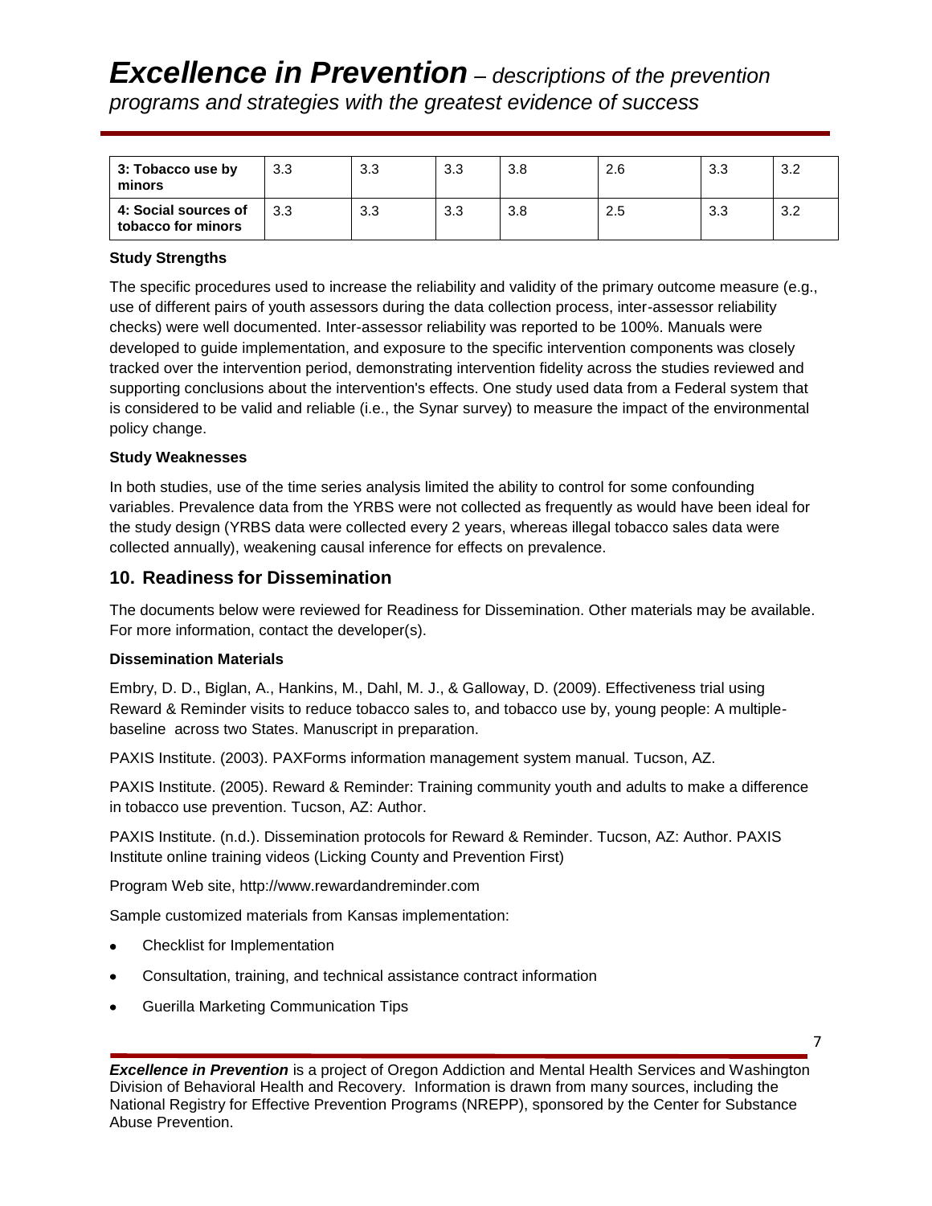| 3: Tobacco use by minors | 3.3 | 3.3 | 3.3 | 3.8 | 2.6 | 3.3 | 3.2 |
|---|---|---|---|---|---|---|---|
| 4: Social sources of tobacco for minors | 3.3 | 3.3 | 3.3 | 3.8 | 2.5 | 3.3 | 3.2 |

**Study Strengths**

The specific procedures used to increase the reliability and validity of the primary outcome measure (e.g., use of different pairs of youth assessors during the data collection process, inter-assessor reliability checks) were well documented. Inter-assessor reliability was reported to be 100%. Manuals were developed to guide implementation, and exposure to the specific intervention components was closely tracked over the intervention period, demonstrating intervention fidelity across the studies reviewed and supporting conclusions about the intervention's effects. One study used data from a Federal system that is considered to be valid and reliable (i.e., the Synar survey) to measure the impact of the environmental policy change.

**Study Weaknesses**

In both studies, use of the time series analysis limited the ability to control for some confounding variables. Prevalence data from the YRBS were not collected as frequently as would have been ideal for the study design (YRBS data were collected every 2 years, whereas illegal tobacco sales data were collected annually), weakening causal inference for effects on prevalence.

## 10. Readiness for Dissemination

The documents below were reviewed for Readiness for Dissemination. Other materials may be available. For more information, contact the developer(s).

**Dissemination Materials**

Embry, D. D., Biglan, A., Hankins, M., Dahl, M. J., & Galloway, D. (2009). Effectiveness trial using Reward & Reminder visits to reduce tobacco sales to, and tobacco use by, young people: A multiple-baseline across two States. Manuscript in preparation.

PAXIS Institute. (2003). PAXForms information management system manual. Tucson, AZ.

PAXIS Institute. (2005). Reward & Reminder: Training community youth and adults to make a difference in tobacco use prevention. Tucson, AZ: Author.

PAXIS Institute. (n.d.). Dissemination protocols for Reward & Reminder. Tucson, AZ: Author. PAXIS Institute online training videos (Licking County and Prevention First)

Program Web site, http://www.rewardandreminder.com

Sample customized materials from Kansas implementation:

- Checklist for Implementation
- Consultation, training, and technical assistance contract information
- Guerilla Marketing Communication Tips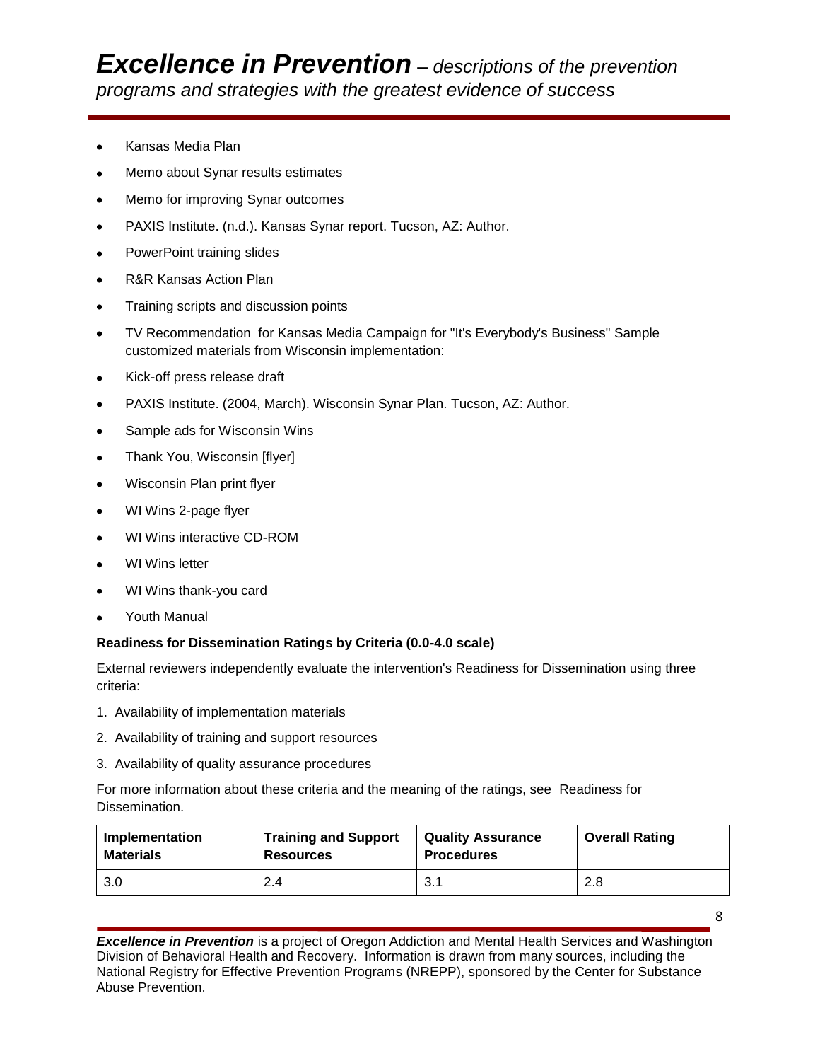- Kansas Media Plan
- Memo about Synar results estimates
- Memo for improving Synar outcomes
- PAXIS Institute. (n.d.). Kansas Synar report. Tucson, AZ: Author.
- PowerPoint training slides
- R&R Kansas Action Plan
- Training scripts and discussion points
- TV Recommendation for Kansas Media Campaign for "It's Everybody's Business" Sample customized materials from Wisconsin implementation:
- Kick-off press release draft
- PAXIS Institute. (2004, March). Wisconsin Synar Plan. Tucson, AZ: Author.
- Sample ads for Wisconsin Wins
- Thank You, Wisconsin [flyer]
- Wisconsin Plan print flyer
- WI Wins 2-page flyer
- WI Wins interactive CD-ROM
- WI Wins letter
- WI Wins thank-you card
- Youth Manual

**Readiness for Dissemination Ratings by Criteria (0.0-4.0 scale)**

External reviewers independently evaluate the intervention's Readiness for Dissemination using three criteria:

1. Availability of implementation materials
2. Availability of training and support resources
3. Availability of quality assurance procedures

For more information about these criteria and the meaning of the ratings, see Readiness for Dissemination.

| Implementation Materials | Training and Support Resources | Quality Assurance Procedures | Overall Rating |
|---|---|---|---|
| 3.0 | 2.4 | 3.1 | 2.8 |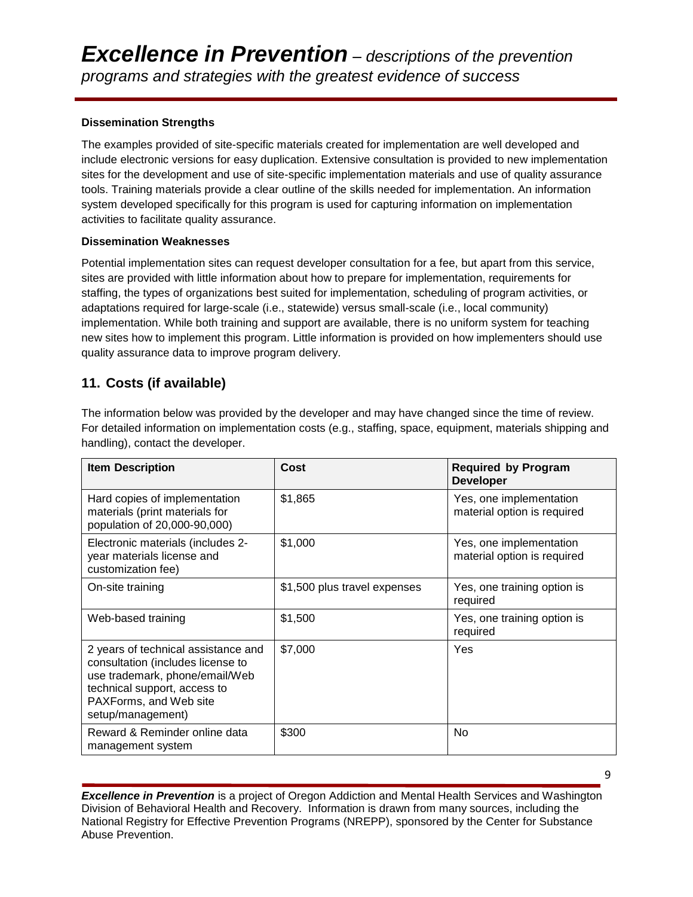**Dissemination Strengths**

The examples provided of site-specific materials created for implementation are well developed and include electronic versions for easy duplication. Extensive consultation is provided to new implementation sites for the development and use of site-specific implementation materials and use of quality assurance tools. Training materials provide a clear outline of the skills needed for implementation. An information system developed specifically for this program is used for capturing information on implementation activities to facilitate quality assurance.

**Dissemination Weaknesses**

Potential implementation sites can request developer consultation for a fee, but apart from this service, sites are provided with little information about how to prepare for implementation, requirements for staffing, the types of organizations best suited for implementation, scheduling of program activities, or adaptations required for large-scale (i.e., statewide) versus small-scale (i.e., local community) implementation. While both training and support are available, there is no uniform system for teaching new sites how to implement this program. Little information is provided on how implementers should use quality assurance data to improve program delivery.

## 11. Costs (if available)

The information below was provided by the developer and may have changed since the time of review. For detailed information on implementation costs (e.g., staffing, space, equipment, materials shipping and handling), contact the developer.

| Item Description | Cost | Required by Program Developer |
|---|---|---|
| Hard copies of implementation materials (print materials for population of 20,000-90,000) | $1,865 | Yes, one implementation material option is required |
| Electronic materials (includes 2-year materials license and customization fee) | $1,000 | Yes, one implementation material option is required |
| On-site training | $1,500 plus travel expenses | Yes, one training option is required |
| Web-based training | $1,500 | Yes, one training option is required |
| 2 years of technical assistance and consultation (includes license to use trademark, phone/email/Web technical support, access to PAXForms, and Web site setup/management) | $7,000 | Yes |
| Reward & Reminder online data management system | $300 | No |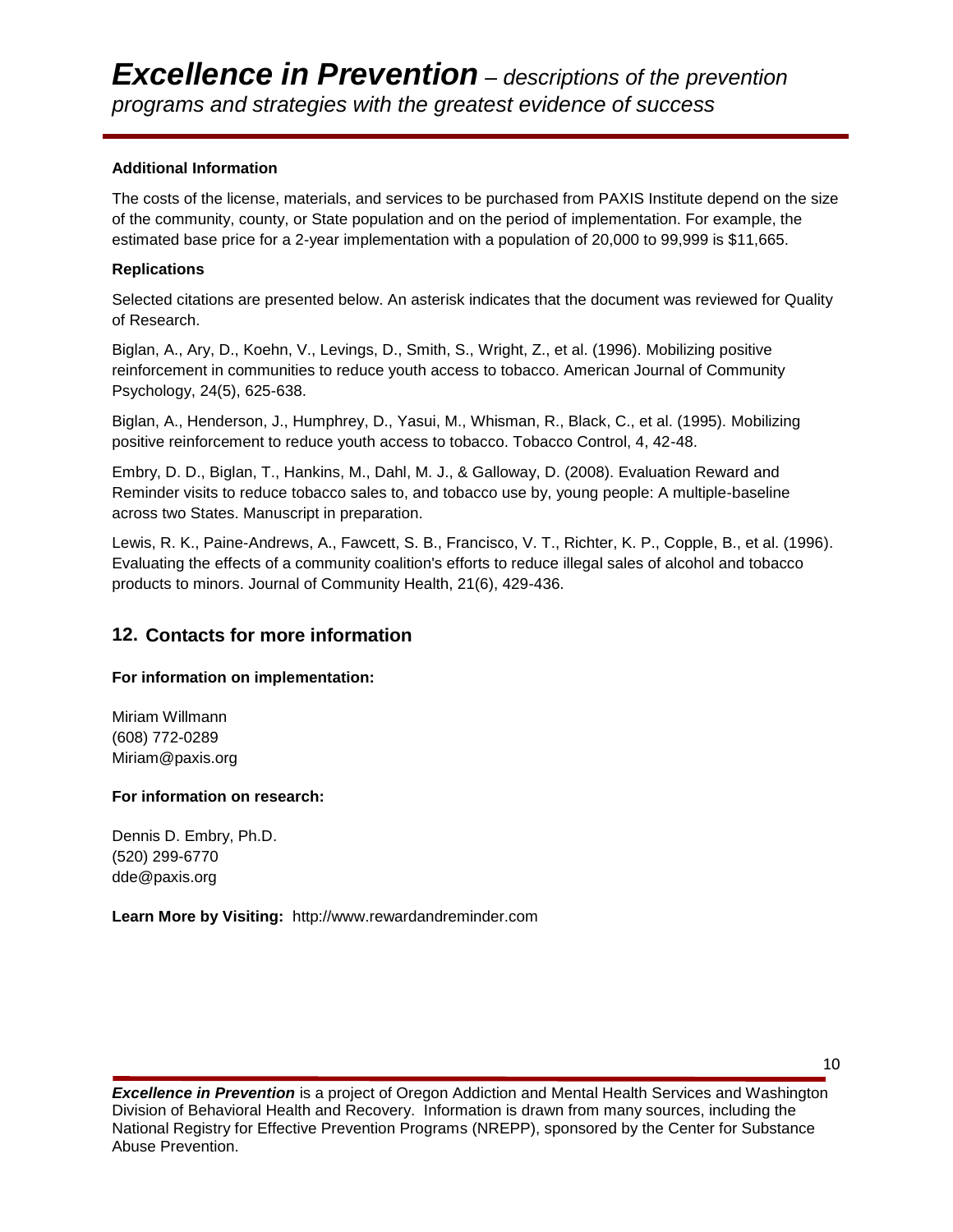### Additional Information

The costs of the license, materials, and services to be purchased from PAXIS Institute depend on the size of the community, county, or State population and on the period of implementation. For example, the estimated base price for a 2-year implementation with a population of 20,000 to 99,999 is $11,665.

### Replications

Selected citations are presented below. An asterisk indicates that the document was reviewed for Quality of Research.

Biglan, A., Ary, D., Koehn, V., Levings, D., Smith, S., Wright, Z., et al. (1996). Mobilizing positive reinforcement in communities to reduce youth access to tobacco. American Journal of Community Psychology, 24(5), 625-638.

Biglan, A., Henderson, J., Humphrey, D., Yasui, M., Whisman, R., Black, C., et al. (1995). Mobilizing positive reinforcement to reduce youth access to tobacco. Tobacco Control, 4, 42-48.

Embry, D. D., Biglan, T., Hankins, M., Dahl, M. J., & Galloway, D. (2008). Evaluation Reward and Reminder visits to reduce tobacco sales to, and tobacco use by, young people: A multiple-baseline across two States. Manuscript in preparation.

Lewis, R. K., Paine-Andrews, A., Fawcett, S. B., Francisco, V. T., Richter, K. P., Copple, B., et al. (1996). Evaluating the effects of a community coalition's efforts to reduce illegal sales of alcohol and tobacco products to minors. Journal of Community Health, 21(6), 429-436.

## 12. Contacts for more information

**For information on implementation:**

Miriam Willmann
(608) 772-0289
Miriam@paxis.org

**For information on research:**

Dennis D. Embry, Ph.D.
(520) 299-6770
dde@paxis.org

**Learn More by Visiting:** http://www.rewardandreminder.com

***Excellence in Prevention*** is a project of Oregon Addiction and Mental Health Services and Washington Division of Behavioral Health and Recovery. Information is drawn from many sources, including the National Registry for Effective Prevention Programs (NREPP), sponsored by the Center for Substance Abuse Prevention.